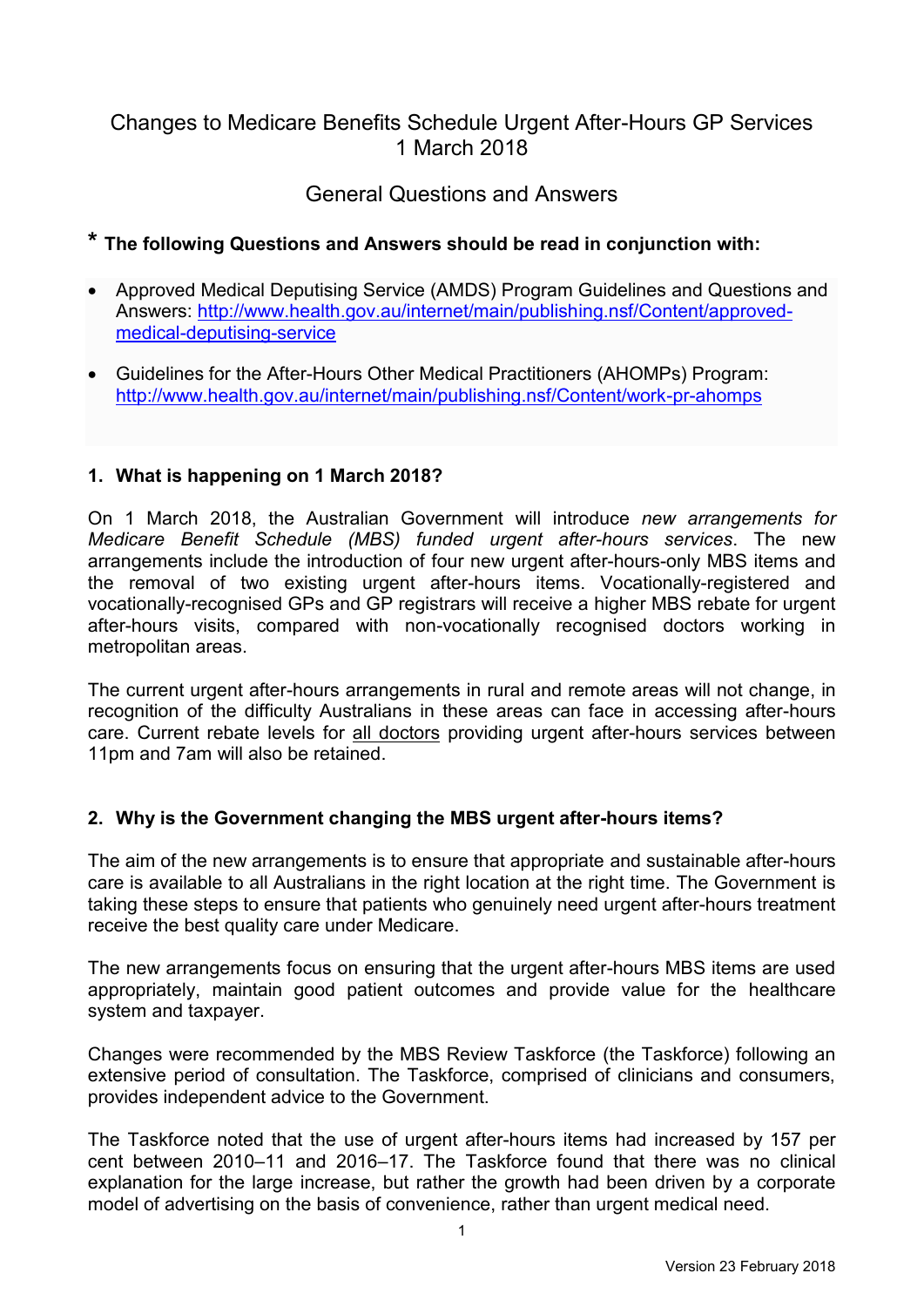# Changes to Medicare Benefits Schedule Urgent After-Hours GP Services 1 March 2018

## General Questions and Answers

**\* The following Questions and Answers should be read in conjunction with:**

- Approved Medical Deputising Service (AMDS) Program Guidelines and Questions and Answers: http://www.health.gov.au/internet/main/publishing.nsf/Content/approved-medical-deputising-service
- Guidelines for the After-Hours Other Medical Practitioners (AHOMPs) Program: http://www.health.gov.au/internet/main/publishing.nsf/Content/work-pr-ahomps

### 1. What is happening on 1 March 2018?

On 1 March 2018, the Australian Government will introduce *new arrangements for Medicare Benefit Schedule (MBS) funded urgent after-hours services*. The new arrangements include the introduction of four new urgent after-hours-only MBS items and the removal of two existing urgent after-hours items. Vocationally-registered and vocationally-recognised GPs and GP registrars will receive a higher MBS rebate for urgent after-hours visits, compared with non-vocationally recognised doctors working in metropolitan areas.

The current urgent after-hours arrangements in rural and remote areas will not change, in recognition of the difficulty Australians in these areas can face in accessing after-hours care. Current rebate levels for <u>all doctors</u> providing urgent after-hours services between 11pm and 7am will also be retained.

### 2. Why is the Government changing the MBS urgent after-hours items?

The aim of the new arrangements is to ensure that appropriate and sustainable after-hours care is available to all Australians in the right location at the right time. The Government is taking these steps to ensure that patients who genuinely need urgent after-hours treatment receive the best quality care under Medicare.

The new arrangements focus on ensuring that the urgent after-hours MBS items are used appropriately, maintain good patient outcomes and provide value for the healthcare system and taxpayer.

Changes were recommended by the MBS Review Taskforce (the Taskforce) following an extensive period of consultation. The Taskforce, comprised of clinicians and consumers, provides independent advice to the Government.

The Taskforce noted that the use of urgent after-hours items had increased by 157 per cent between 2010–11 and 2016–17. The Taskforce found that there was no clinical explanation for the large increase, but rather the growth had been driven by a corporate model of advertising on the basis of convenience, rather than urgent medical need.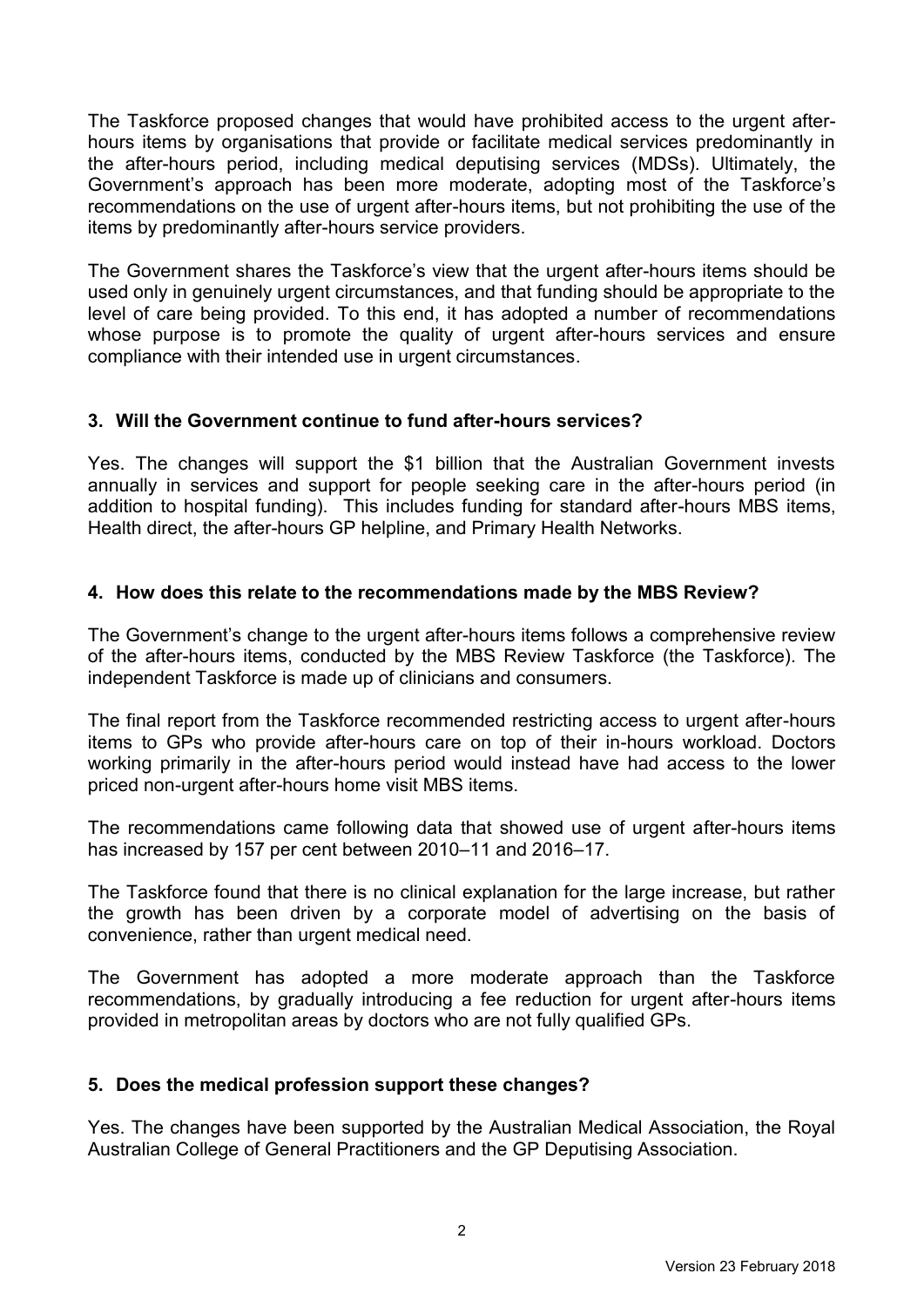The Taskforce proposed changes that would have prohibited access to the urgent after-hours items by organisations that provide or facilitate medical services predominantly in the after-hours period, including medical deputising services (MDSs). Ultimately, the Government's approach has been more moderate, adopting most of the Taskforce's recommendations on the use of urgent after-hours items, but not prohibiting the use of the items by predominantly after-hours service providers.

The Government shares the Taskforce's view that the urgent after-hours items should be used only in genuinely urgent circumstances, and that funding should be appropriate to the level of care being provided. To this end, it has adopted a number of recommendations whose purpose is to promote the quality of urgent after-hours services and ensure compliance with their intended use in urgent circumstances.

### 3. Will the Government continue to fund after-hours services?

Yes. The changes will support the $1 billion that the Australian Government invests annually in services and support for people seeking care in the after-hours period (in addition to hospital funding). This includes funding for standard after-hours MBS items, Health direct, the after-hours GP helpline, and Primary Health Networks.

### 4. How does this relate to the recommendations made by the MBS Review?

The Government's change to the urgent after-hours items follows a comprehensive review of the after-hours items, conducted by the MBS Review Taskforce (the Taskforce). The independent Taskforce is made up of clinicians and consumers.

The final report from the Taskforce recommended restricting access to urgent after-hours items to GPs who provide after-hours care on top of their in-hours workload. Doctors working primarily in the after-hours period would instead have had access to the lower priced non-urgent after-hours home visit MBS items.

The recommendations came following data that showed use of urgent after-hours items has increased by 157 per cent between 2010–11 and 2016–17.

The Taskforce found that there is no clinical explanation for the large increase, but rather the growth has been driven by a corporate model of advertising on the basis of convenience, rather than urgent medical need.

The Government has adopted a more moderate approach than the Taskforce recommendations, by gradually introducing a fee reduction for urgent after-hours items provided in metropolitan areas by doctors who are not fully qualified GPs.

### 5. Does the medical profession support these changes?

Yes. The changes have been supported by the Australian Medical Association, the Royal Australian College of General Practitioners and the GP Deputising Association.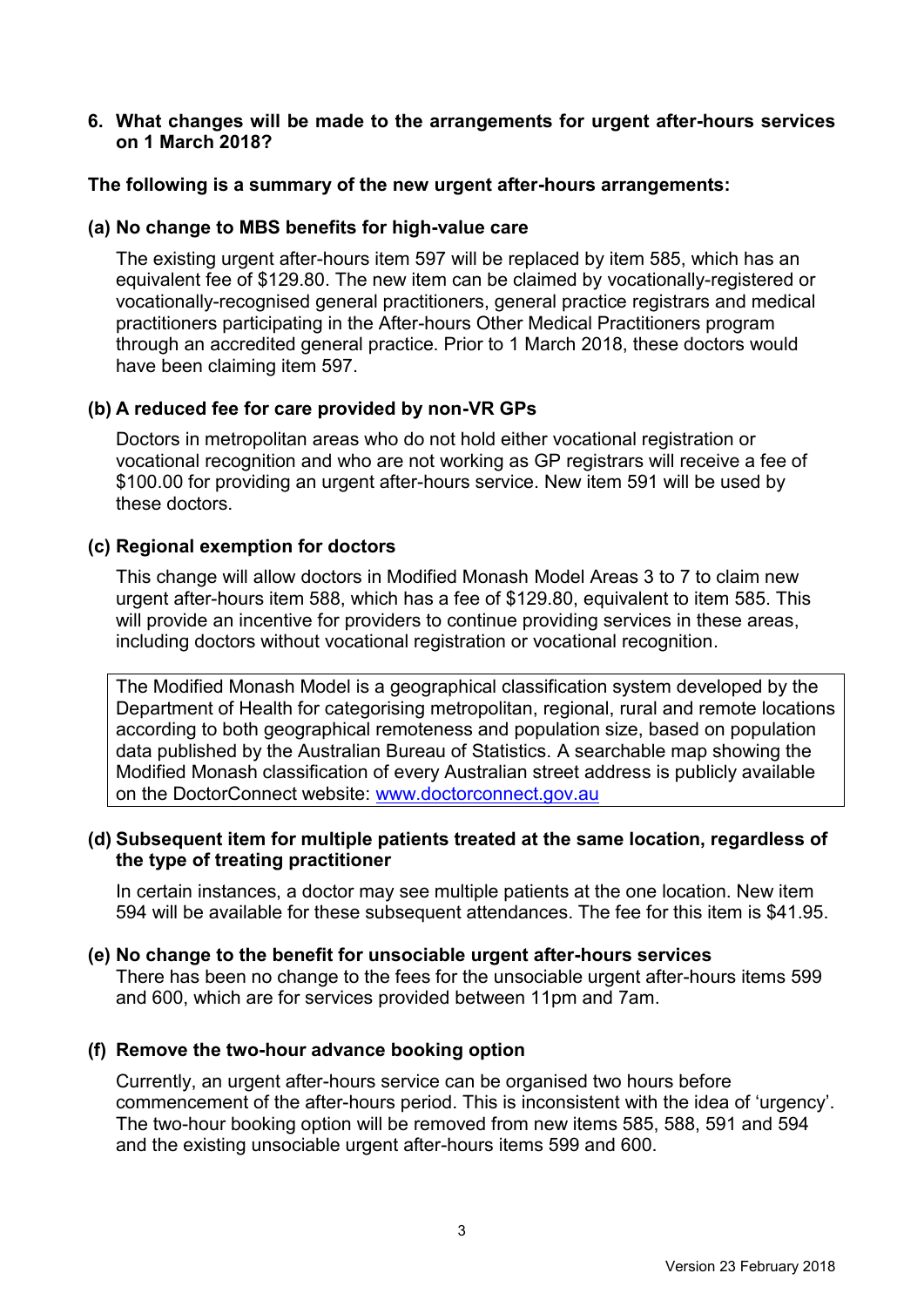**6. What changes will be made to the arrangements for urgent after-hours services on 1 March 2018?**

**The following is a summary of the new urgent after-hours arrangements:**

**(a) No change to MBS benefits for high-value care**

The existing urgent after-hours item 597 will be replaced by item 585, which has an equivalent fee of $129.80. The new item can be claimed by vocationally-registered or vocationally-recognised general practitioners, general practice registrars and medical practitioners participating in the After-hours Other Medical Practitioners program through an accredited general practice. Prior to 1 March 2018, these doctors would have been claiming item 597.

**(b) A reduced fee for care provided by non-VR GPs**

Doctors in metropolitan areas who do not hold either vocational registration or vocational recognition and who are not working as GP registrars will receive a fee of $100.00 for providing an urgent after-hours service. New item 591 will be used by these doctors.

**(c) Regional exemption for doctors**

This change will allow doctors in Modified Monash Model Areas 3 to 7 to claim new urgent after-hours item 588, which has a fee of $129.80, equivalent to item 585. This will provide an incentive for providers to continue providing services in these areas, including doctors without vocational registration or vocational recognition.

> The Modified Monash Model is a geographical classification system developed by the Department of Health for categorising metropolitan, regional, rural and remote locations according to both geographical remoteness and population size, based on population data published by the Australian Bureau of Statistics. A searchable map showing the Modified Monash classification of every Australian street address is publicly available on the DoctorConnect website: [www.doctorconnect.gov.au](http://www.doctorconnect.gov.au)

**(d) Subsequent item for multiple patients treated at the same location, regardless of the type of treating practitioner**

In certain instances, a doctor may see multiple patients at the one location. New item 594 will be available for these subsequent attendances. The fee for this item is $41.95.

**(e) No change to the benefit for unsociable urgent after-hours services**

There has been no change to the fees for the unsociable urgent after-hours items 599 and 600, which are for services provided between 11pm and 7am.

**(f) Remove the two-hour advance booking option**

Currently, an urgent after-hours service can be organised two hours before commencement of the after-hours period. This is inconsistent with the idea of 'urgency'. The two-hour booking option will be removed from new items 585, 588, 591 and 594 and the existing unsociable urgent after-hours items 599 and 600.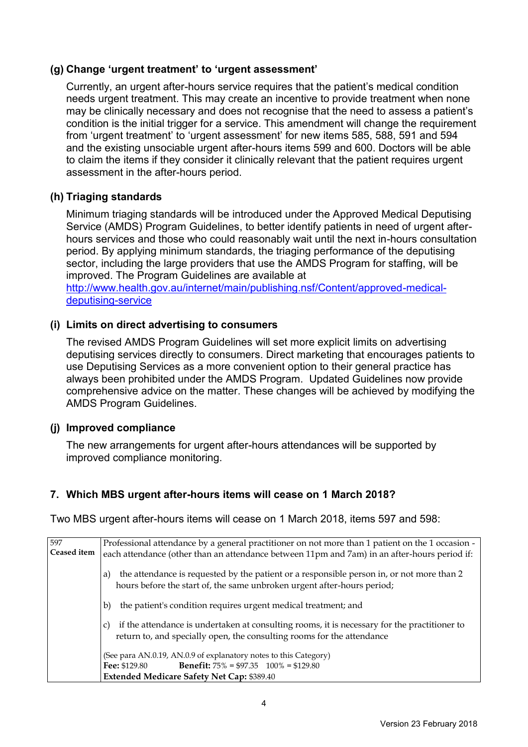### (g) Change 'urgent treatment' to 'urgent assessment'

Currently, an urgent after-hours service requires that the patient's medical condition needs urgent treatment. This may create an incentive to provide treatment when none may be clinically necessary and does not recognise that the need to assess a patient's condition is the initial trigger for a service. This amendment will change the requirement from 'urgent treatment' to 'urgent assessment' for new items 585, 588, 591 and 594 and the existing unsociable urgent after-hours items 599 and 600. Doctors will be able to claim the items if they consider it clinically relevant that the patient requires urgent assessment in the after-hours period.

### (h) Triaging standards

Minimum triaging standards will be introduced under the Approved Medical Deputising Service (AMDS) Program Guidelines, to better identify patients in need of urgent after-hours services and those who could reasonably wait until the next in-hours consultation period. By applying minimum standards, the triaging performance of the deputising sector, including the large providers that use the AMDS Program for staffing, will be improved. The Program Guidelines are available at [http://www.health.gov.au/internet/main/publishing.nsf/Content/approved-medical-deputising-service](http://www.health.gov.au/internet/main/publishing.nsf/Content/approved-medical-deputising-service)

### (i) Limits on direct advertising to consumers

The revised AMDS Program Guidelines will set more explicit limits on advertising deputising services directly to consumers. Direct marketing that encourages patients to use Deputising Services as a more convenient option to their general practice has always been prohibited under the AMDS Program. Updated Guidelines now provide comprehensive advice on the matter. These changes will be achieved by modifying the AMDS Program Guidelines.

### (j) Improved compliance

The new arrangements for urgent after-hours attendances will be supported by improved compliance monitoring.

## 7. Which MBS urgent after-hours items will cease on 1 March 2018?

Two MBS urgent after-hours items will cease on 1 March 2018, items 597 and 598:

| | |
|---|---|
| 597<br>**Ceased item** | Professional attendance by a general practitioner on not more than 1 patient on the 1 occasion - each attendance (other than an attendance between 11pm and 7am) in an after-hours period if:<br><br>a) the attendance is requested by the patient or a responsible person in, or not more than 2 hours before the start of, the same unbroken urgent after-hours period;<br><br>b) the patient's condition requires urgent medical treatment; and<br><br>c) if the attendance is undertaken at consulting rooms, it is necessary for the practitioner to return to, and specially open, the consulting rooms for the attendance<br><br>(See para AN.0.19, AN.0.9 of explanatory notes to this Category)<br>**Fee:** \$129.80 **Benefit:** 75% = \$97.35 100% = \$129.80<br>**Extended Medicare Safety Net Cap:** \$389.40 |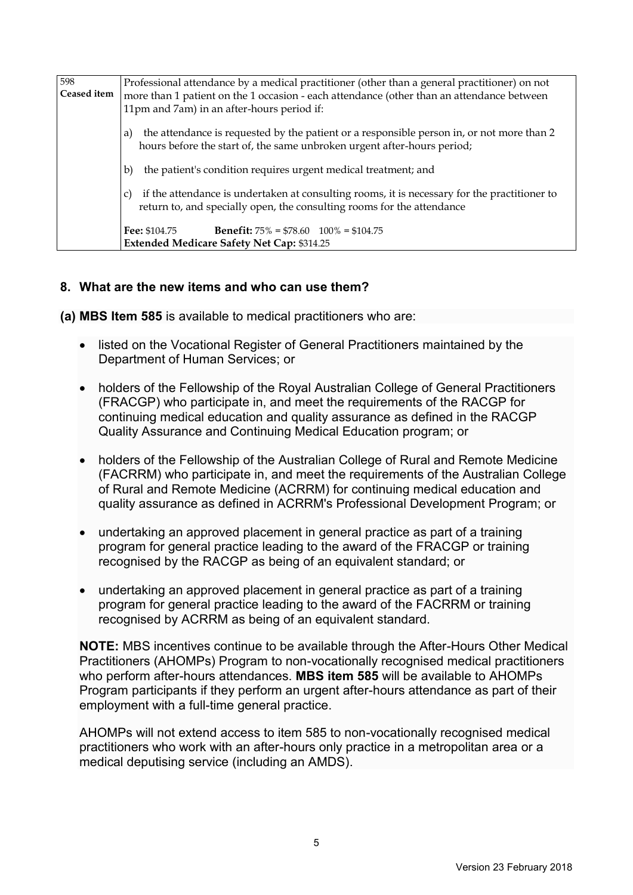| 598<br>**Ceased item** | Professional attendance by a medical practitioner (other than a general practitioner) on not more than 1 patient on the 1 occasion - each attendance (other than an attendance between 11pm and 7am) in an after-hours period if:<br><br>a) the attendance is requested by the patient or a responsible person in, or not more than 2 hours before the start of, the same unbroken urgent after-hours period;<br><br>b) the patient's condition requires urgent medical treatment; and<br><br>c) if the attendance is undertaken at consulting rooms, it is necessary for the practitioner to return to, and specially open, the consulting rooms for the attendance<br><br>**Fee:** \$104.75 **Benefit:** 75% = \$78.60 100% = \$104.75<br>**Extended Medicare Safety Net Cap:** \$314.25 |
|---|---|

## 8. What are the new items and who can use them?

**(a) MBS Item 585** is available to medical practitioners who are:

- listed on the Vocational Register of General Practitioners maintained by the Department of Human Services; or
- holders of the Fellowship of the Royal Australian College of General Practitioners (FRACGP) who participate in, and meet the requirements of the RACGP for continuing medical education and quality assurance as defined in the RACGP Quality Assurance and Continuing Medical Education program; or
- holders of the Fellowship of the Australian College of Rural and Remote Medicine (FACRRM) who participate in, and meet the requirements of the Australian College of Rural and Remote Medicine (ACRRM) for continuing medical education and quality assurance as defined in ACRRM's Professional Development Program; or
- undertaking an approved placement in general practice as part of a training program for general practice leading to the award of the FRACGP or training recognised by the RACGP as being of an equivalent standard; or
- undertaking an approved placement in general practice as part of a training program for general practice leading to the award of the FACRRM or training recognised by ACRRM as being of an equivalent standard.

**NOTE:** MBS incentives continue to be available through the After-Hours Other Medical Practitioners (AHOMPs) Program to non-vocationally recognised medical practitioners who perform after-hours attendances. **MBS item 585** will be available to AHOMPs Program participants if they perform an urgent after-hours attendance as part of their employment with a full-time general practice.

AHOMPs will not extend access to item 585 to non-vocationally recognised medical practitioners who work with an after-hours only practice in a metropolitan area or a medical deputising service (including an AMDS).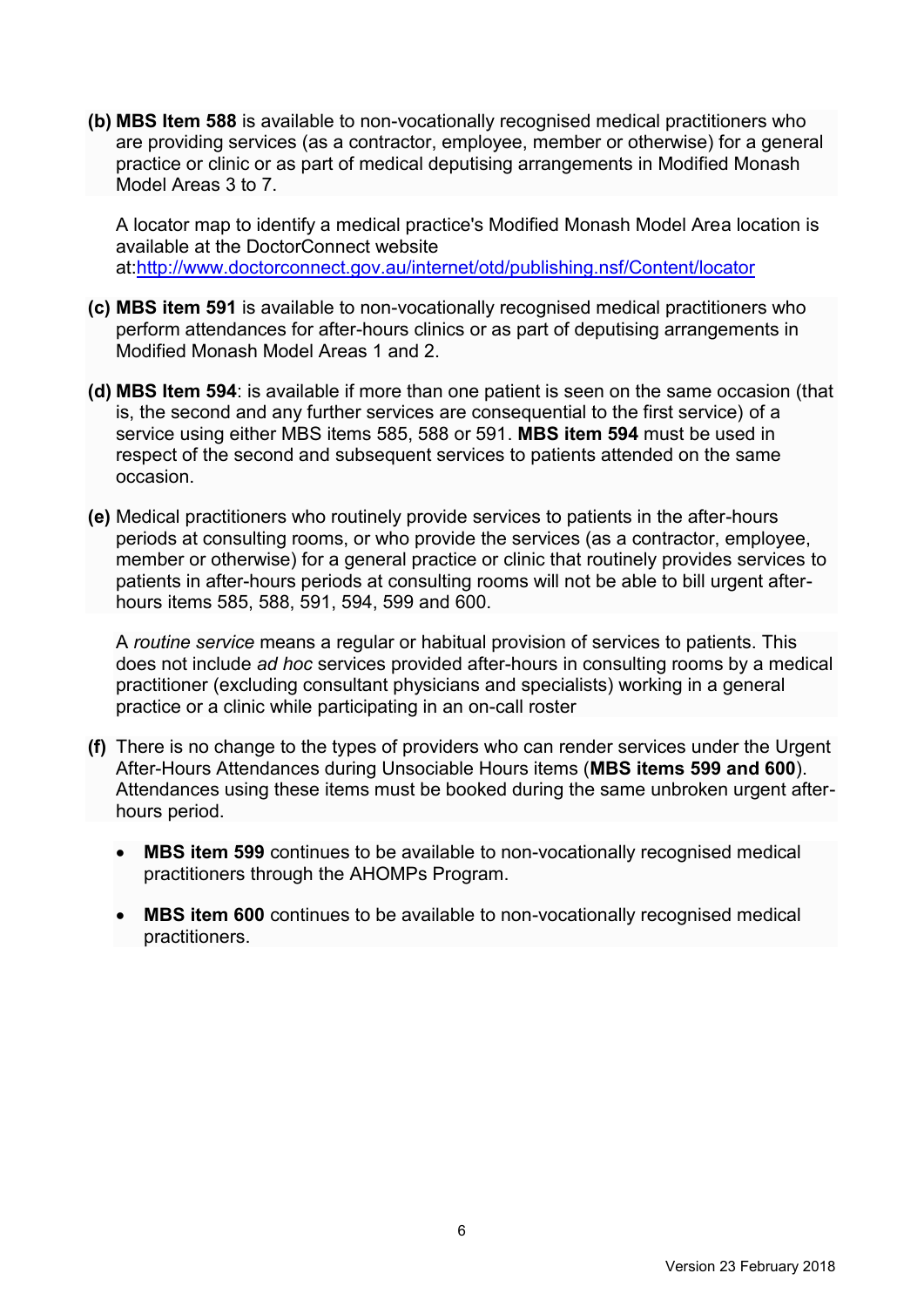**(b) MBS Item 588** is available to non-vocationally recognised medical practitioners who are providing services (as a contractor, employee, member or otherwise) for a general practice or clinic or as part of medical deputising arrangements in Modified Monash Model Areas 3 to 7.

A locator map to identify a medical practice's Modified Monash Model Area location is available at the DoctorConnect website at:http://www.doctorconnect.gov.au/internet/otd/publishing.nsf/Content/locator

**(c) MBS item 591** is available to non-vocationally recognised medical practitioners who perform attendances for after-hours clinics or as part of deputising arrangements in Modified Monash Model Areas 1 and 2.

**(d) MBS Item 594**: is available if more than one patient is seen on the same occasion (that is, the second and any further services are consequential to the first service) of a service using either MBS items 585, 588 or 591. **MBS item 594** must be used in respect of the second and subsequent services to patients attended on the same occasion.

**(e)** Medical practitioners who routinely provide services to patients in the after-hours periods at consulting rooms, or who provide the services (as a contractor, employee, member or otherwise) for a general practice or clinic that routinely provides services to patients in after-hours periods at consulting rooms will not be able to bill urgent after-hours items 585, 588, 591, 594, 599 and 600.

A *routine service* means a regular or habitual provision of services to patients. This does not include *ad hoc* services provided after-hours in consulting rooms by a medical practitioner (excluding consultant physicians and specialists) working in a general practice or a clinic while participating in an on-call roster

**(f)** There is no change to the types of providers who can render services under the Urgent After-Hours Attendances during Unsociable Hours items (**MBS items 599 and 600**). Attendances using these items must be booked during the same unbroken urgent after-hours period.

- **MBS item 599** continues to be available to non-vocationally recognised medical practitioners through the AHOMPs Program.
- **MBS item 600** continues to be available to non-vocationally recognised medical practitioners.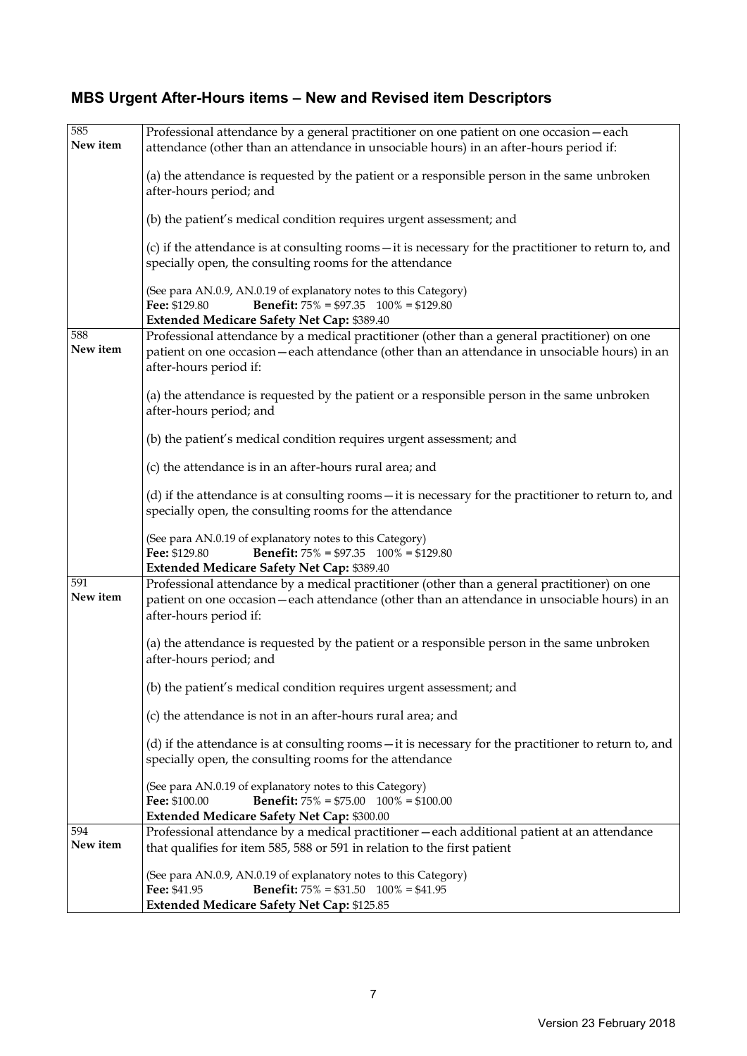## MBS Urgent After-Hours items – New and Revised item Descriptors

| | |
|---|---|
| 585<br>**New item** | Professional attendance by a general practitioner on one patient on one occasion—each attendance (other than an attendance in unsociable hours) in an after-hours period if:<br><br>(a) the attendance is requested by the patient or a responsible person in the same unbroken after-hours period; and<br><br>(b) the patient's medical condition requires urgent assessment; and<br><br>(c) if the attendance is at consulting rooms—it is necessary for the practitioner to return to, and specially open, the consulting rooms for the attendance<br><br>(See para AN.0.9, AN.0.19 of explanatory notes to this Category)<br>**Fee:** $129.80 **Benefit:** 75% = $97.35 100% = $129.80<br>**Extended Medicare Safety Net Cap:** $389.40 |
| 588<br>**New item** | Professional attendance by a medical practitioner (other than a general practitioner) on one patient on one occasion—each attendance (other than an attendance in unsociable hours) in an after-hours period if:<br><br>(a) the attendance is requested by the patient or a responsible person in the same unbroken after-hours period; and<br><br>(b) the patient's medical condition requires urgent assessment; and<br><br>(c) the attendance is in an after-hours rural area; and<br><br>(d) if the attendance is at consulting rooms—it is necessary for the practitioner to return to, and specially open, the consulting rooms for the attendance<br><br>(See para AN.0.19 of explanatory notes to this Category)<br>**Fee:** $129.80 **Benefit:** 75% = $97.35 100% = $129.80<br>**Extended Medicare Safety Net Cap:** $389.40 |
| 591<br>**New item** | Professional attendance by a medical practitioner (other than a general practitioner) on one patient on one occasion—each attendance (other than an attendance in unsociable hours) in an after-hours period if:<br><br>(a) the attendance is requested by the patient or a responsible person in the same unbroken after-hours period; and<br><br>(b) the patient's medical condition requires urgent assessment; and<br><br>(c) the attendance is not in an after-hours rural area; and<br><br>(d) if the attendance is at consulting rooms—it is necessary for the practitioner to return to, and specially open, the consulting rooms for the attendance<br><br>(See para AN.0.19 of explanatory notes to this Category)<br>**Fee:** $100.00 **Benefit:** 75% = $75.00 100% = $100.00<br>**Extended Medicare Safety Net Cap:** $300.00 |
| 594<br>**New item** | Professional attendance by a medical practitioner—each additional patient at an attendance that qualifies for item 585, 588 or 591 in relation to the first patient<br><br>(See para AN.0.9, AN.0.19 of explanatory notes to this Category)<br>**Fee:** $41.95 **Benefit:** 75% = $31.50 100% = $41.95<br>**Extended Medicare Safety Net Cap:** $125.85 |

Version 23 February 2018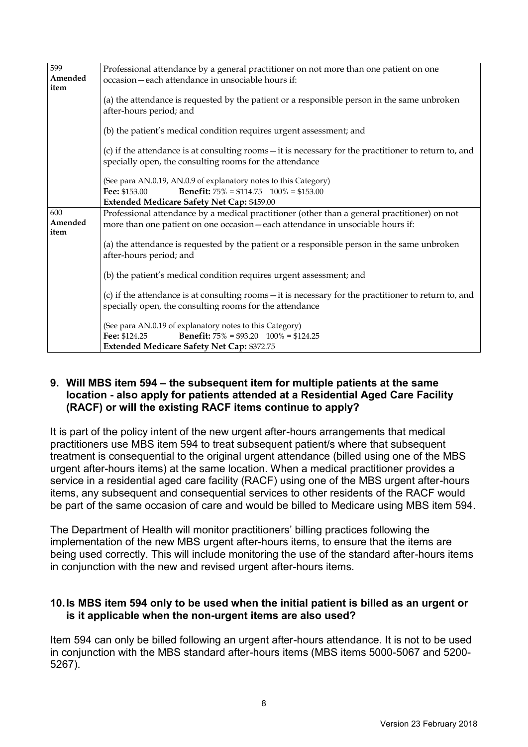| 599 Amended item | Professional attendance by a general practitioner on not more than one patient on one occasion—each attendance in unsociable hours if:<br><br>(a) the attendance is requested by the patient or a responsible person in the same unbroken after-hours period; and<br><br>(b) the patient's medical condition requires urgent assessment; and<br><br>(c) if the attendance is at consulting rooms—it is necessary for the practitioner to return to, and specially open, the consulting rooms for the attendance<br><br>(See para AN.0.19, AN.0.9 of explanatory notes to this Category)<br>**Fee:** $153.00 **Benefit:** 75% = $114.75 100% = $153.00<br>**Extended Medicare Safety Net Cap:** $459.00 |
|---|---|
| 600 Amended item | Professional attendance by a medical practitioner (other than a general practitioner) on not more than one patient on one occasion—each attendance in unsociable hours if:<br><br>(a) the attendance is requested by the patient or a responsible person in the same unbroken after-hours period; and<br><br>(b) the patient's medical condition requires urgent assessment; and<br><br>(c) if the attendance is at consulting rooms—it is necessary for the practitioner to return to, and specially open, the consulting rooms for the attendance<br><br>(See para AN.0.19 of explanatory notes to this Category)<br>**Fee:** $124.25 **Benefit:** 75% = $93.20 100% = $124.25<br>**Extended Medicare Safety Net Cap:** $372.75 |

### 9. Will MBS item 594 – the subsequent item for multiple patients at the same location - also apply for patients attended at a Residential Aged Care Facility (RACF) or will the existing RACF items continue to apply?

It is part of the policy intent of the new urgent after-hours arrangements that medical practitioners use MBS item 594 to treat subsequent patient/s where that subsequent treatment is consequential to the original urgent attendance (billed using one of the MBS urgent after-hours items) at the same location. When a medical practitioner provides a service in a residential aged care facility (RACF) using one of the MBS urgent after-hours items, any subsequent and consequential services to other residents of the RACF would be part of the same occasion of care and would be billed to Medicare using MBS item 594.

The Department of Health will monitor practitioners' billing practices following the implementation of the new MBS urgent after-hours items, to ensure that the items are being used correctly. This will include monitoring the use of the standard after-hours items in conjunction with the new and revised urgent after-hours items.

### 10. Is MBS item 594 only to be used when the initial patient is billed as an urgent or is it applicable when the non-urgent items are also used?

Item 594 can only be billed following an urgent after-hours attendance. It is not to be used in conjunction with the MBS standard after-hours items (MBS items 5000-5067 and 5200-5267).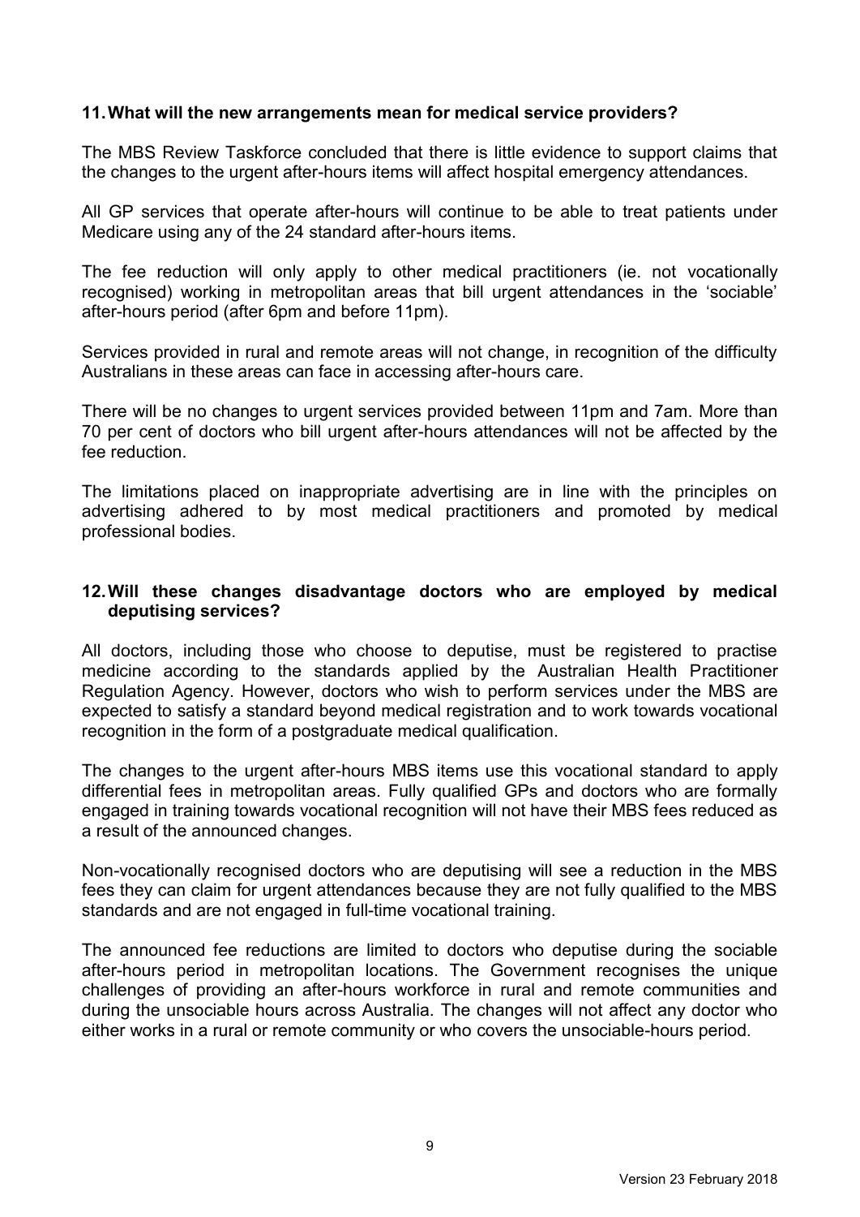### 11. What will the new arrangements mean for medical service providers?

The MBS Review Taskforce concluded that there is little evidence to support claims that the changes to the urgent after-hours items will affect hospital emergency attendances.

All GP services that operate after-hours will continue to be able to treat patients under Medicare using any of the 24 standard after-hours items.

The fee reduction will only apply to other medical practitioners (ie. not vocationally recognised) working in metropolitan areas that bill urgent attendances in the 'sociable' after-hours period (after 6pm and before 11pm).

Services provided in rural and remote areas will not change, in recognition of the difficulty Australians in these areas can face in accessing after-hours care.

There will be no changes to urgent services provided between 11pm and 7am. More than 70 per cent of doctors who bill urgent after-hours attendances will not be affected by the fee reduction.

The limitations placed on inappropriate advertising are in line with the principles on advertising adhered to by most medical practitioners and promoted by medical professional bodies.

### 12. Will these changes disadvantage doctors who are employed by medical deputising services?

All doctors, including those who choose to deputise, must be registered to practise medicine according to the standards applied by the Australian Health Practitioner Regulation Agency. However, doctors who wish to perform services under the MBS are expected to satisfy a standard beyond medical registration and to work towards vocational recognition in the form of a postgraduate medical qualification.

The changes to the urgent after-hours MBS items use this vocational standard to apply differential fees in metropolitan areas. Fully qualified GPs and doctors who are formally engaged in training towards vocational recognition will not have their MBS fees reduced as a result of the announced changes.

Non-vocationally recognised doctors who are deputising will see a reduction in the MBS fees they can claim for urgent attendances because they are not fully qualified to the MBS standards and are not engaged in full-time vocational training.

The announced fee reductions are limited to doctors who deputise during the sociable after-hours period in metropolitan locations. The Government recognises the unique challenges of providing an after-hours workforce in rural and remote communities and during the unsociable hours across Australia. The changes will not affect any doctor who either works in a rural or remote community or who covers the unsociable-hours period.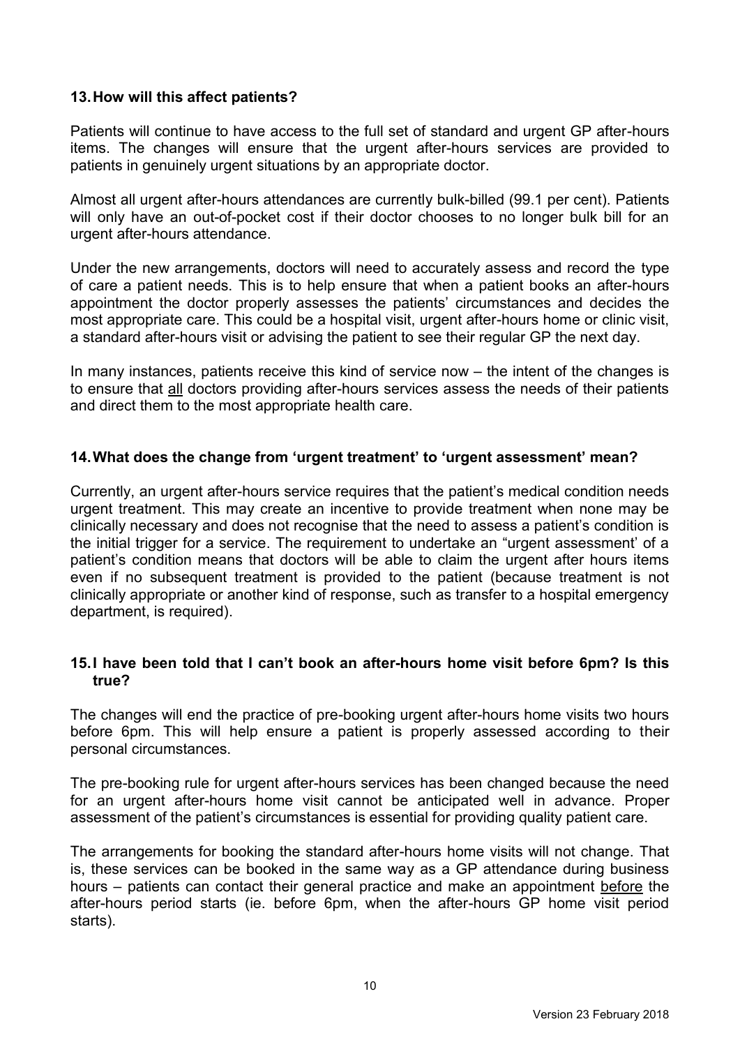## 13. How will this affect patients?

Patients will continue to have access to the full set of standard and urgent GP after-hours items. The changes will ensure that the urgent after-hours services are provided to patients in genuinely urgent situations by an appropriate doctor.

Almost all urgent after-hours attendances are currently bulk-billed (99.1 per cent). Patients will only have an out-of-pocket cost if their doctor chooses to no longer bulk bill for an urgent after-hours attendance.

Under the new arrangements, doctors will need to accurately assess and record the type of care a patient needs. This is to help ensure that when a patient books an after-hours appointment the doctor properly assesses the patients' circumstances and decides the most appropriate care. This could be a hospital visit, urgent after-hours home or clinic visit, a standard after-hours visit or advising the patient to see their regular GP the next day.

In many instances, patients receive this kind of service now – the intent of the changes is to ensure that <u>all</u> doctors providing after-hours services assess the needs of their patients and direct them to the most appropriate health care.

## 14. What does the change from 'urgent treatment' to 'urgent assessment' mean?

Currently, an urgent after-hours service requires that the patient's medical condition needs urgent treatment. This may create an incentive to provide treatment when none may be clinically necessary and does not recognise that the need to assess a patient's condition is the initial trigger for a service. The requirement to undertake an "urgent assessment' of a patient's condition means that doctors will be able to claim the urgent after hours items even if no subsequent treatment is provided to the patient (because treatment is not clinically appropriate or another kind of response, such as transfer to a hospital emergency department, is required).

## 15. I have been told that I can't book an after-hours home visit before 6pm? Is this true?

The changes will end the practice of pre-booking urgent after-hours home visits two hours before 6pm. This will help ensure a patient is properly assessed according to their personal circumstances.

The pre-booking rule for urgent after-hours services has been changed because the need for an urgent after-hours home visit cannot be anticipated well in advance. Proper assessment of the patient's circumstances is essential for providing quality patient care.

The arrangements for booking the standard after-hours home visits will not change. That is, these services can be booked in the same way as a GP attendance during business hours – patients can contact their general practice and make an appointment <u>before</u> the after-hours period starts (ie. before 6pm, when the after-hours GP home visit period starts).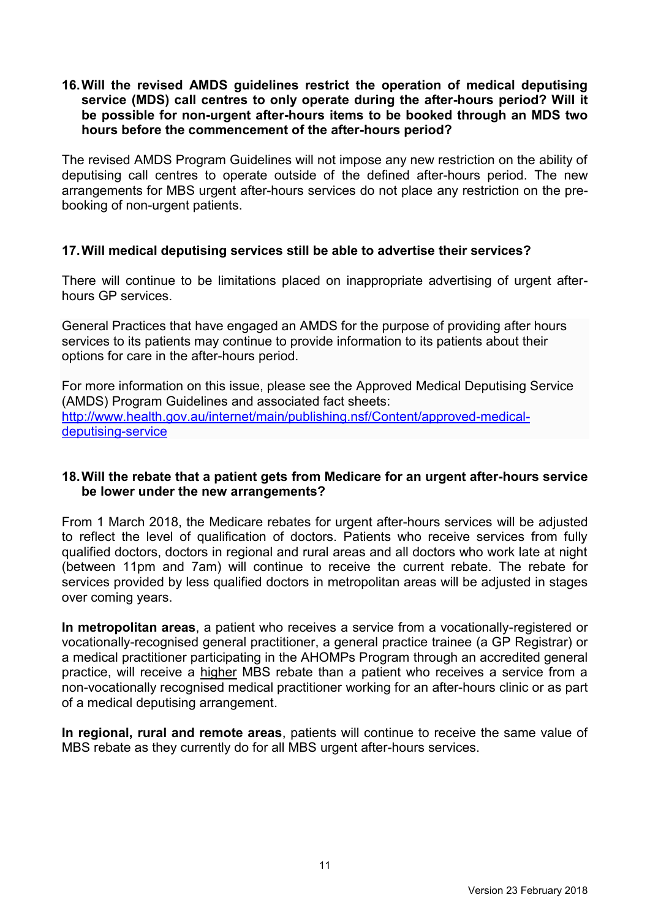### 16. Will the revised AMDS guidelines restrict the operation of medical deputising service (MDS) call centres to only operate during the after-hours period? Will it be possible for non-urgent after-hours items to be booked through an MDS two hours before the commencement of the after-hours period?

The revised AMDS Program Guidelines will not impose any new restriction on the ability of deputising call centres to operate outside of the defined after-hours period. The new arrangements for MBS urgent after-hours services do not place any restriction on the pre-booking of non-urgent patients.

### 17. Will medical deputising services still be able to advertise their services?

There will continue to be limitations placed on inappropriate advertising of urgent after-hours GP services.

General Practices that have engaged an AMDS for the purpose of providing after hours services to its patients may continue to provide information to its patients about their options for care in the after-hours period.

For more information on this issue, please see the Approved Medical Deputising Service (AMDS) Program Guidelines and associated fact sheets: [http://www.health.gov.au/internet/main/publishing.nsf/Content/approved-medical-deputising-service](http://www.health.gov.au/internet/main/publishing.nsf/Content/approved-medical-deputising-service)

### 18. Will the rebate that a patient gets from Medicare for an urgent after-hours service be lower under the new arrangements?

From 1 March 2018, the Medicare rebates for urgent after-hours services will be adjusted to reflect the level of qualification of doctors. Patients who receive services from fully qualified doctors, doctors in regional and rural areas and all doctors who work late at night (between 11pm and 7am) will continue to receive the current rebate. The rebate for services provided by less qualified doctors in metropolitan areas will be adjusted in stages over coming years.

**In metropolitan areas**, a patient who receives a service from a vocationally-registered or vocationally-recognised general practitioner, a general practice trainee (a GP Registrar) or a medical practitioner participating in the AHOMPs Program through an accredited general practice, will receive a higher MBS rebate than a patient who receives a service from a non-vocationally recognised medical practitioner working for an after-hours clinic or as part of a medical deputising arrangement.

**In regional, rural and remote areas**, patients will continue to receive the same value of MBS rebate as they currently do for all MBS urgent after-hours services.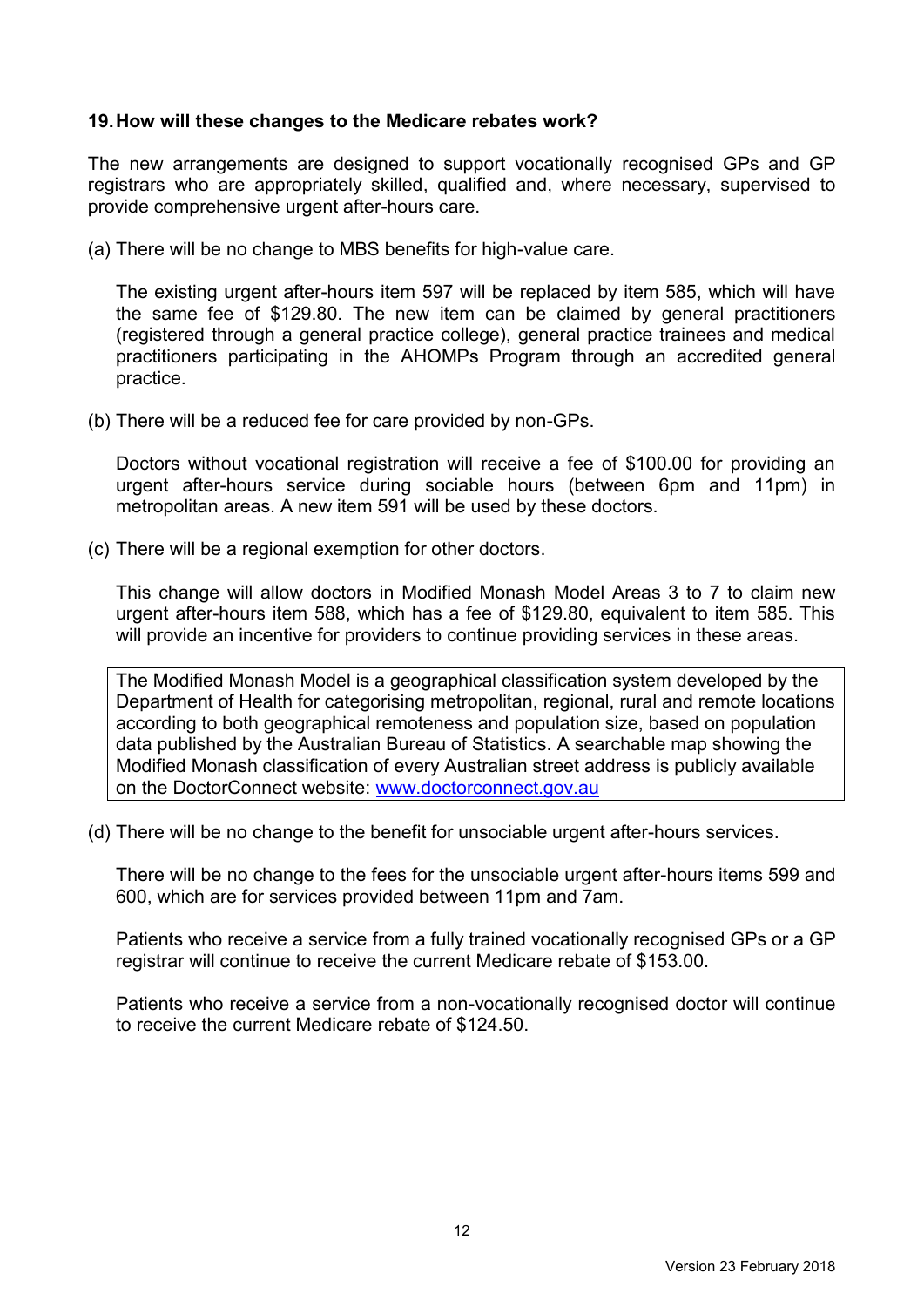### 19. How will these changes to the Medicare rebates work?

The new arrangements are designed to support vocationally recognised GPs and GP registrars who are appropriately skilled, qualified and, where necessary, supervised to provide comprehensive urgent after-hours care.

(a) There will be no change to MBS benefits for high-value care.

The existing urgent after-hours item 597 will be replaced by item 585, which will have the same fee of $129.80. The new item can be claimed by general practitioners (registered through a general practice college), general practice trainees and medical practitioners participating in the AHOMPs Program through an accredited general practice.

(b) There will be a reduced fee for care provided by non-GPs.

Doctors without vocational registration will receive a fee of $100.00 for providing an urgent after-hours service during sociable hours (between 6pm and 11pm) in metropolitan areas. A new item 591 will be used by these doctors.

(c) There will be a regional exemption for other doctors.

This change will allow doctors in Modified Monash Model Areas 3 to 7 to claim new urgent after-hours item 588, which has a fee of $129.80, equivalent to item 585. This will provide an incentive for providers to continue providing services in these areas.

> The Modified Monash Model is a geographical classification system developed by the Department of Health for categorising metropolitan, regional, rural and remote locations according to both geographical remoteness and population size, based on population data published by the Australian Bureau of Statistics. A searchable map showing the Modified Monash classification of every Australian street address is publicly available on the DoctorConnect website: [www.doctorconnect.gov.au](http://www.doctorconnect.gov.au)

(d) There will be no change to the benefit for unsociable urgent after-hours services.

There will be no change to the fees for the unsociable urgent after-hours items 599 and 600, which are for services provided between 11pm and 7am.

Patients who receive a service from a fully trained vocationally recognised GPs or a GP registrar will continue to receive the current Medicare rebate of $153.00.

Patients who receive a service from a non-vocationally recognised doctor will continue to receive the current Medicare rebate of $124.50.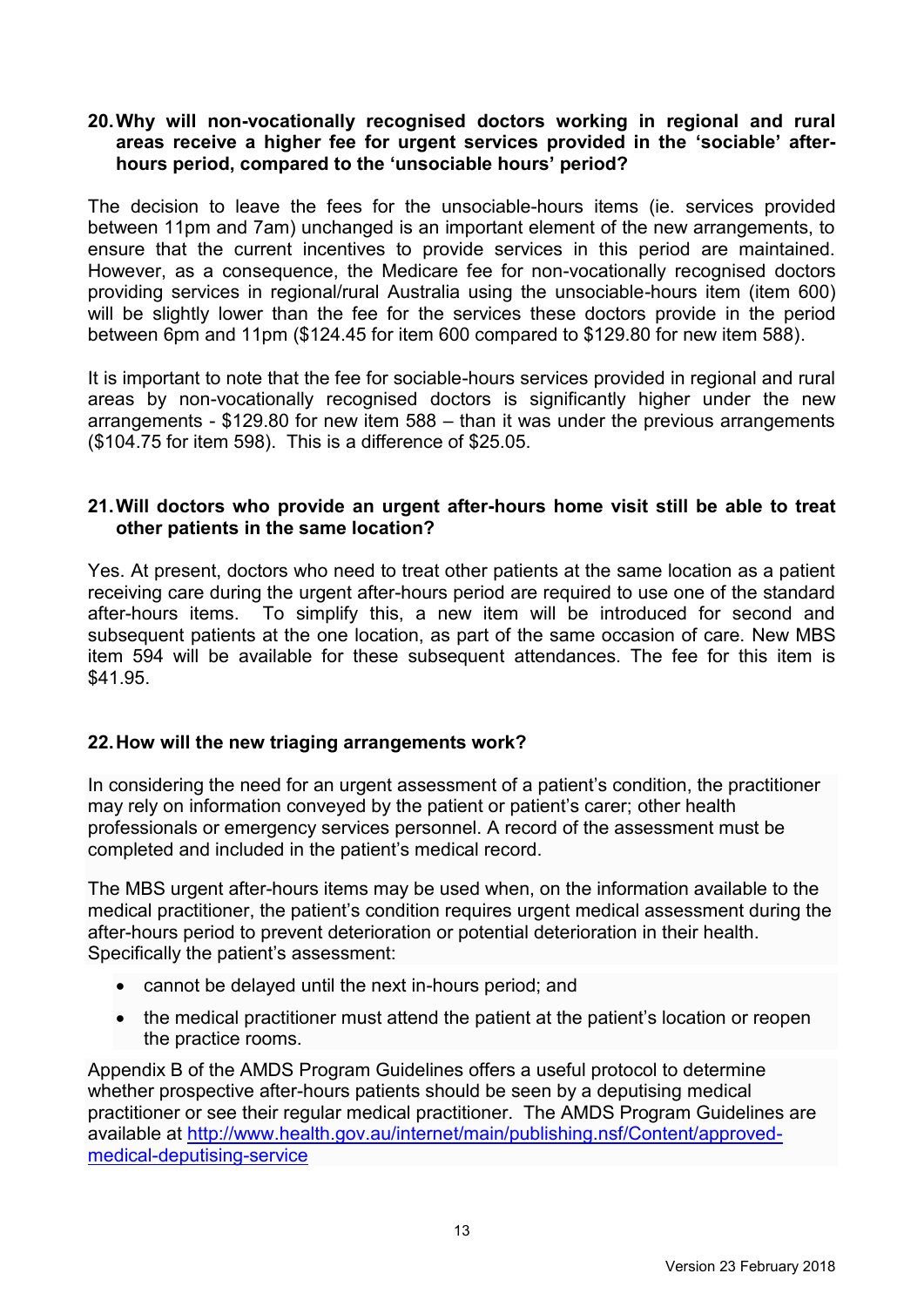**20. Why will non-vocationally recognised doctors working in regional and rural areas receive a higher fee for urgent services provided in the 'sociable' after-hours period, compared to the 'unsociable hours' period?**

The decision to leave the fees for the unsociable-hours items (ie. services provided between 11pm and 7am) unchanged is an important element of the new arrangements, to ensure that the current incentives to provide services in this period are maintained. However, as a consequence, the Medicare fee for non-vocationally recognised doctors providing services in regional/rural Australia using the unsociable-hours item (item 600) will be slightly lower than the fee for the services these doctors provide in the period between 6pm and 11pm ($124.45 for item 600 compared to $129.80 for new item 588).

It is important to note that the fee for sociable-hours services provided in regional and rural areas by non-vocationally recognised doctors is significantly higher under the new arrangements - $129.80 for new item 588 – than it was under the previous arrangements ($104.75 for item 598). This is a difference of $25.05.

**21. Will doctors who provide an urgent after-hours home visit still be able to treat other patients in the same location?**

Yes. At present, doctors who need to treat other patients at the same location as a patient receiving care during the urgent after-hours period are required to use one of the standard after-hours items. To simplify this, a new item will be introduced for second and subsequent patients at the one location, as part of the same occasion of care. New MBS item 594 will be available for these subsequent attendances. The fee for this item is $41.95.

**22. How will the new triaging arrangements work?**

In considering the need for an urgent assessment of a patient's condition, the practitioner may rely on information conveyed by the patient or patient's carer; other health professionals or emergency services personnel. A record of the assessment must be completed and included in the patient's medical record.

The MBS urgent after-hours items may be used when, on the information available to the medical practitioner, the patient's condition requires urgent medical assessment during the after-hours period to prevent deterioration or potential deterioration in their health. Specifically the patient's assessment:

- cannot be delayed until the next in-hours period; and
- the medical practitioner must attend the patient at the patient's location or reopen the practice rooms.

Appendix B of the AMDS Program Guidelines offers a useful protocol to determine whether prospective after-hours patients should be seen by a deputising medical practitioner or see their regular medical practitioner. The AMDS Program Guidelines are available at [http://www.health.gov.au/internet/main/publishing.nsf/Content/approved-medical-deputising-service](http://www.health.gov.au/internet/main/publishing.nsf/Content/approved-medical-deputising-service)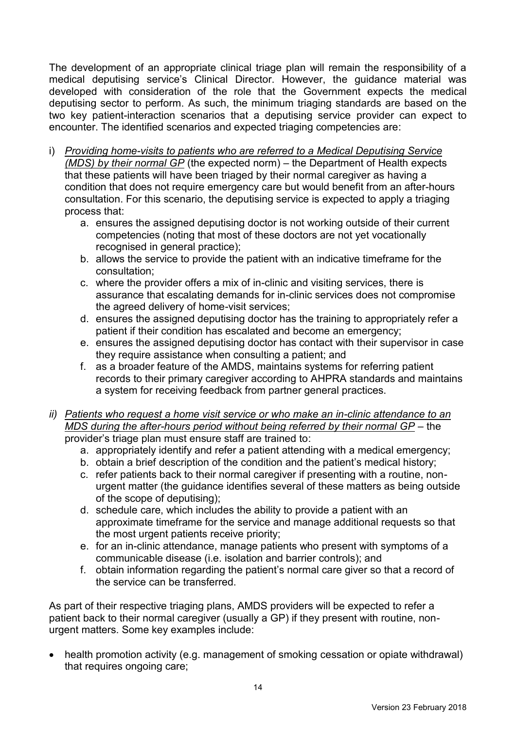The development of an appropriate clinical triage plan will remain the responsibility of a medical deputising service's Clinical Director. However, the guidance material was developed with consideration of the role that the Government expects the medical deputising sector to perform. As such, the minimum triaging standards are based on the two key patient-interaction scenarios that a deputising service provider can expect to encounter. The identified scenarios and expected triaging competencies are:

i) *Providing home-visits to patients who are referred to a Medical Deputising Service (MDS) by their normal GP* (the expected norm) – the Department of Health expects that these patients will have been triaged by their normal caregiver as having a condition that does not require emergency care but would benefit from an after-hours consultation. For this scenario, the deputising service is expected to apply a triaging process that:
   a. ensures the assigned deputising doctor is not working outside of their current competencies (noting that most of these doctors are not yet vocationally recognised in general practice);
   b. allows the service to provide the patient with an indicative timeframe for the consultation;
   c. where the provider offers a mix of in-clinic and visiting services, there is assurance that escalating demands for in-clinic services does not compromise the agreed delivery of home-visit services;
   d. ensures the assigned deputising doctor has the training to appropriately refer a patient if their condition has escalated and become an emergency;
   e. ensures the assigned deputising doctor has contact with their supervisor in case they require assistance when consulting a patient; and
   f. as a broader feature of the AMDS, maintains systems for referring patient records to their primary caregiver according to AHPRA standards and maintains a system for receiving feedback from partner general practices.

ii) *Patients who request a home visit service or who make an in-clinic attendance to an MDS during the after-hours period without being referred by their normal GP* – the provider's triage plan must ensure staff are trained to:
   a. appropriately identify and refer a patient attending with a medical emergency;
   b. obtain a brief description of the condition and the patient's medical history;
   c. refer patients back to their normal caregiver if presenting with a routine, non-urgent matter (the guidance identifies several of these matters as being outside of the scope of deputising);
   d. schedule care, which includes the ability to provide a patient with an approximate timeframe for the service and manage additional requests so that the most urgent patients receive priority;
   e. for an in-clinic attendance, manage patients who present with symptoms of a communicable disease (i.e. isolation and barrier controls); and
   f. obtain information regarding the patient's normal care giver so that a record of the service can be transferred.

As part of their respective triaging plans, AMDS providers will be expected to refer a patient back to their normal caregiver (usually a GP) if they present with routine, non-urgent matters. Some key examples include:

- health promotion activity (e.g. management of smoking cessation or opiate withdrawal) that requires ongoing care;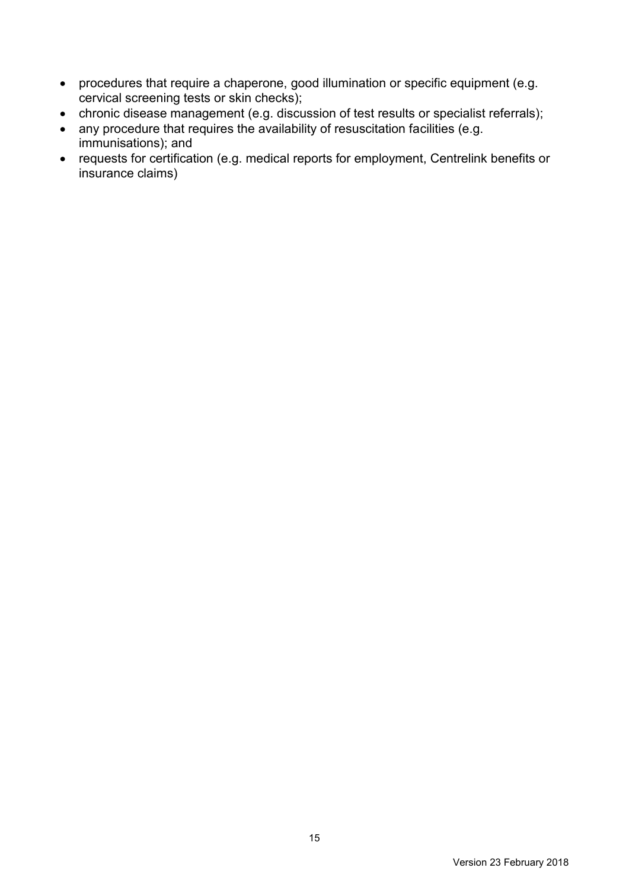- procedures that require a chaperone, good illumination or specific equipment (e.g. cervical screening tests or skin checks);
- chronic disease management (e.g. discussion of test results or specialist referrals);
- any procedure that requires the availability of resuscitation facilities (e.g. immunisations); and
- requests for certification (e.g. medical reports for employment, Centrelink benefits or insurance claims)